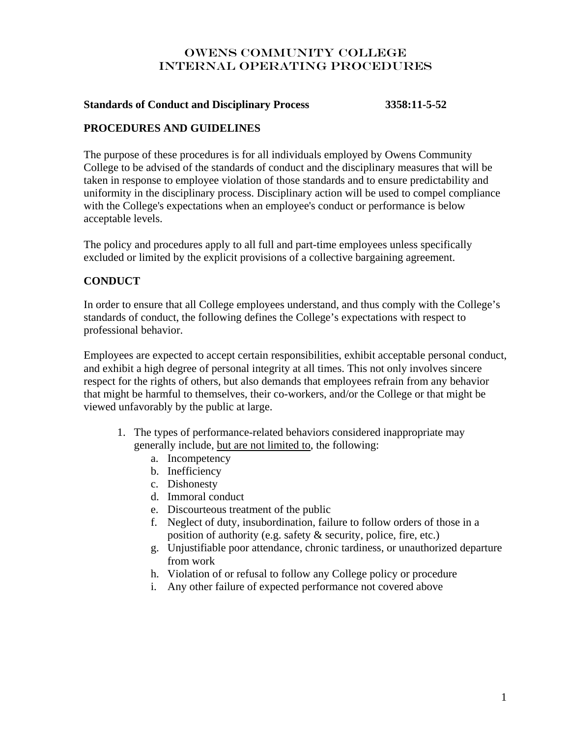# OWENS COMMUNITY COLLEGE
# INTERNAL OPERATING PROCEDURES

**Standards of Conduct and Disciplinary Process 3358:11-5-52**

## PROCEDURES AND GUIDELINES

The purpose of these procedures is for all individuals employed by Owens Community College to be advised of the standards of conduct and the disciplinary measures that will be taken in response to employee violation of those standards and to ensure predictability and uniformity in the disciplinary process. Disciplinary action will be used to compel compliance with the College's expectations when an employee's conduct or performance is below acceptable levels.

The policy and procedures apply to all full and part-time employees unless specifically excluded or limited by the explicit provisions of a collective bargaining agreement.

## CONDUCT

In order to ensure that all College employees understand, and thus comply with the College's standards of conduct, the following defines the College's expectations with respect to professional behavior.

Employees are expected to accept certain responsibilities, exhibit acceptable personal conduct, and exhibit a high degree of personal integrity at all times. This not only involves sincere respect for the rights of others, but also demands that employees refrain from any behavior that might be harmful to themselves, their co-workers, and/or the College or that might be viewed unfavorably by the public at large.

1. The types of performance-related behaviors considered inappropriate may generally include, <u>but are not limited to</u>, the following:
    a. Incompetency
    b. Inefficiency
    c. Dishonesty
    d. Immoral conduct
    e. Discourteous treatment of the public
    f. Neglect of duty, insubordination, failure to follow orders of those in a position of authority (e.g. safety & security, police, fire, etc.)
    g. Unjustifiable poor attendance, chronic tardiness, or unauthorized departure from work
    h. Violation of or refusal to follow any College policy or procedure
    i. Any other failure of expected performance not covered above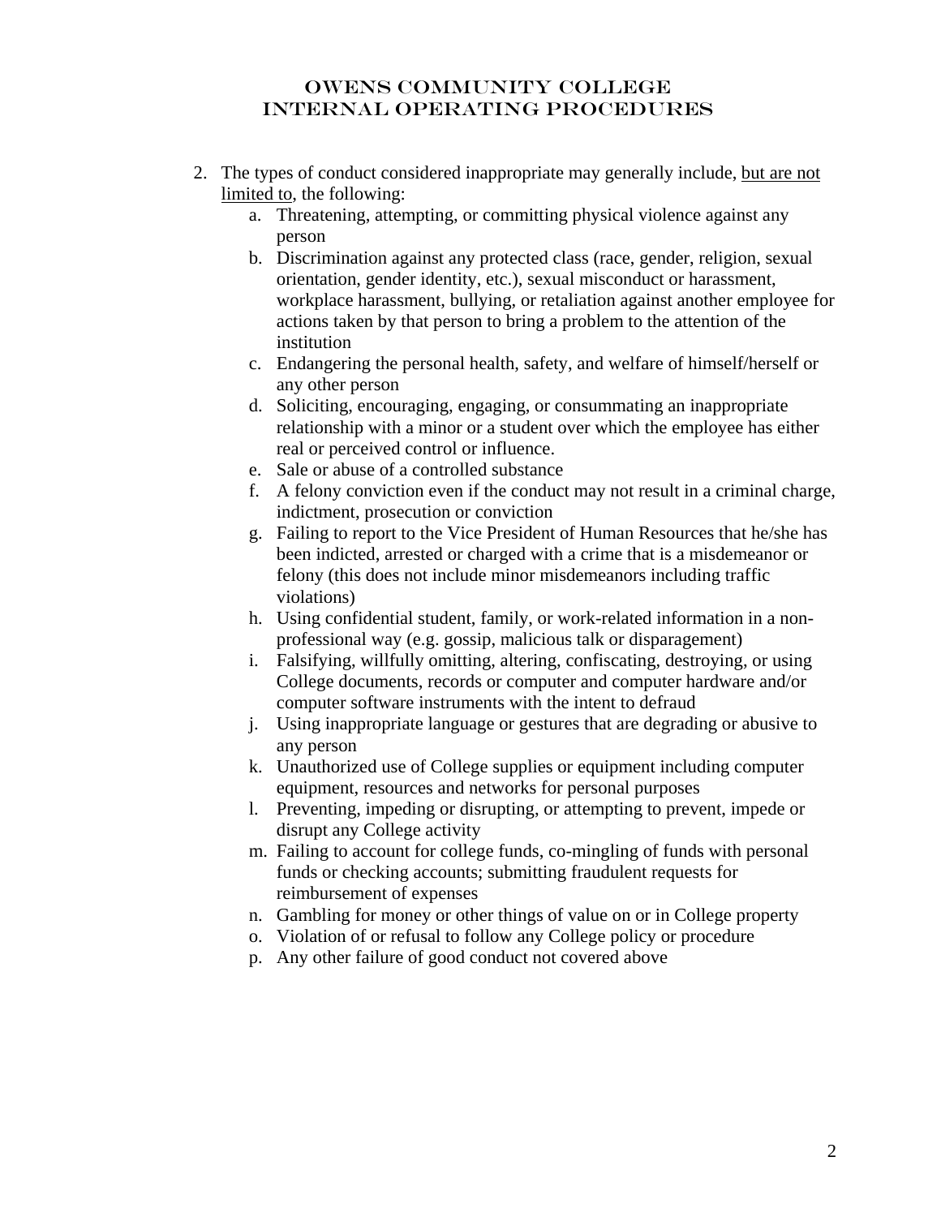2. The types of conduct considered inappropriate may generally include, <u>but are not limited to</u>, the following:
   a. Threatening, attempting, or committing physical violence against any person
   b. Discrimination against any protected class (race, gender, religion, sexual orientation, gender identity, etc.), sexual misconduct or harassment, workplace harassment, bullying, or retaliation against another employee for actions taken by that person to bring a problem to the attention of the institution
   c. Endangering the personal health, safety, and welfare of himself/herself or any other person
   d. Soliciting, encouraging, engaging, or consummating an inappropriate relationship with a minor or a student over which the employee has either real or perceived control or influence.
   e. Sale or abuse of a controlled substance
   f. A felony conviction even if the conduct may not result in a criminal charge, indictment, prosecution or conviction
   g. Failing to report to the Vice President of Human Resources that he/she has been indicted, arrested or charged with a crime that is a misdemeanor or felony (this does not include minor misdemeanors including traffic violations)
   h. Using confidential student, family, or work-related information in a non-professional way (e.g. gossip, malicious talk or disparagement)
   i. Falsifying, willfully omitting, altering, confiscating, destroying, or using College documents, records or computer and computer hardware and/or computer software instruments with the intent to defraud
   j. Using inappropriate language or gestures that are degrading or abusive to any person
   k. Unauthorized use of College supplies or equipment including computer equipment, resources and networks for personal purposes
   l. Preventing, impeding or disrupting, or attempting to prevent, impede or disrupt any College activity
   m. Failing to account for college funds, co-mingling of funds with personal funds or checking accounts; submitting fraudulent requests for reimbursement of expenses
   n. Gambling for money or other things of value on or in College property
   o. Violation of or refusal to follow any College policy or procedure
   p. Any other failure of good conduct not covered above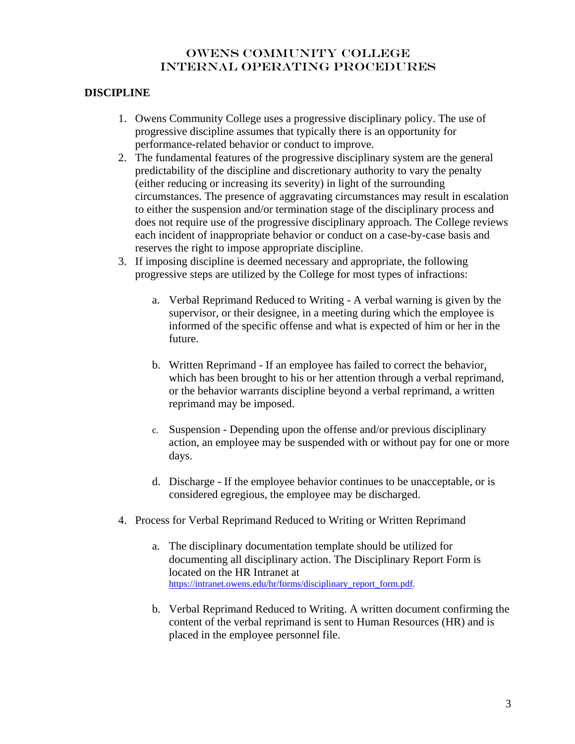# OWENS COMMUNITY COLLEGE
# INTERNAL OPERATING PROCEDURES

## DISCIPLINE

1. Owens Community College uses a progressive disciplinary policy. The use of progressive discipline assumes that typically there is an opportunity for performance-related behavior or conduct to improve.
2. The fundamental features of the progressive disciplinary system are the general predictability of the discipline and discretionary authority to vary the penalty (either reducing or increasing its severity) in light of the surrounding circumstances. The presence of aggravating circumstances may result in escalation to either the suspension and/or termination stage of the disciplinary process and does not require use of the progressive disciplinary approach. The College reviews each incident of inappropriate behavior or conduct on a case-by-case basis and reserves the right to impose appropriate discipline.
3. If imposing discipline is deemed necessary and appropriate, the following progressive steps are utilized by the College for most types of infractions:

    a. Verbal Reprimand Reduced to Writing - A verbal warning is given by the supervisor, or their designee, in a meeting during which the employee is informed of the specific offense and what is expected of him or her in the future.

    b. Written Reprimand - If an employee has failed to correct the behavior, which has been brought to his or her attention through a verbal reprimand, or the behavior warrants discipline beyond a verbal reprimand, a written reprimand may be imposed.

    c. Suspension - Depending upon the offense and/or previous disciplinary action, an employee may be suspended with or without pay for one or more days.

    d. Discharge - If the employee behavior continues to be unacceptable, or is considered egregious, the employee may be discharged.

4. Process for Verbal Reprimand Reduced to Writing or Written Reprimand

    a. The disciplinary documentation template should be utilized for documenting all disciplinary action. The Disciplinary Report Form is located on the HR Intranet at https://intranet.owens.edu/hr/forms/disciplinary_report_form.pdf.

    b. Verbal Reprimand Reduced to Writing. A written document confirming the content of the verbal reprimand is sent to Human Resources (HR) and is placed in the employee personnel file.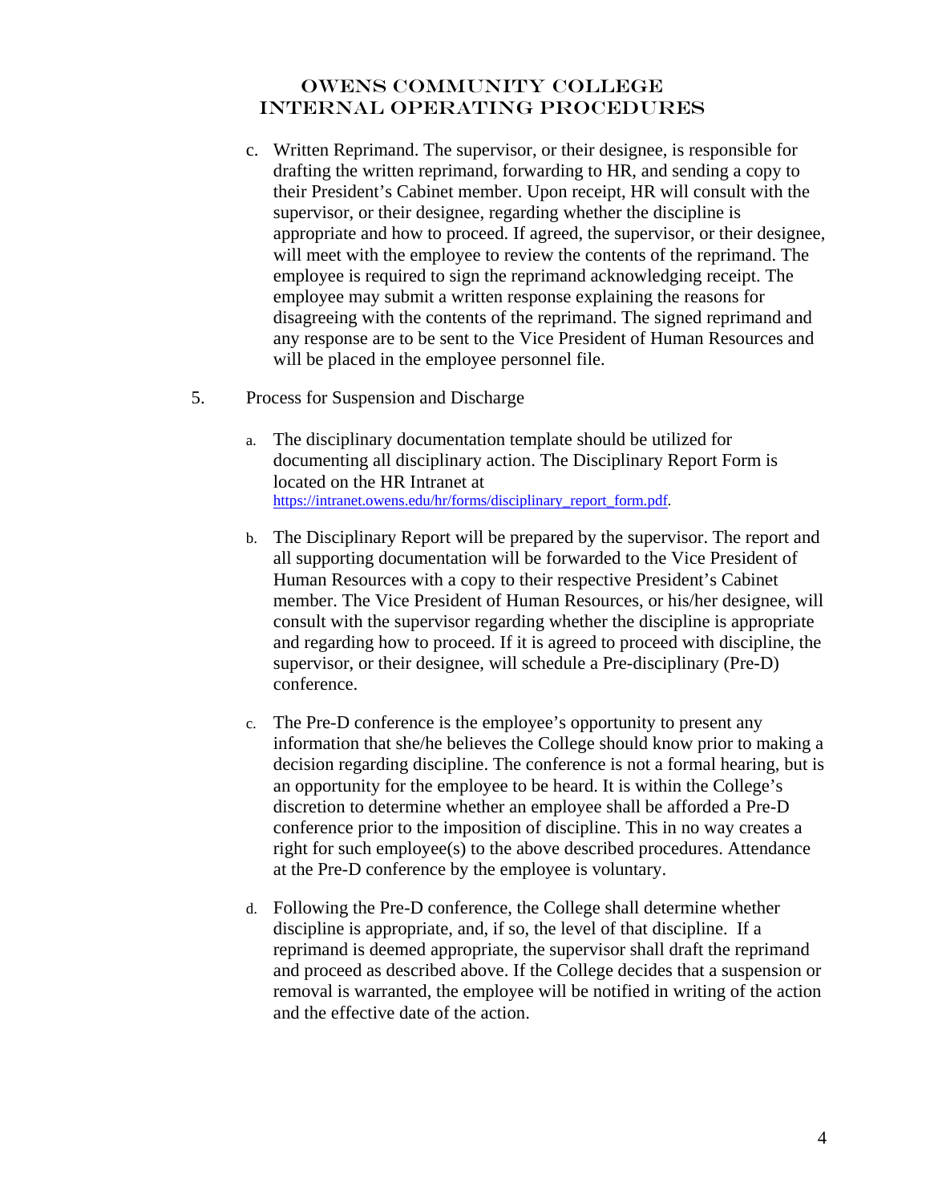c. Written Reprimand. The supervisor, or their designee, is responsible for drafting the written reprimand, forwarding to HR, and sending a copy to their President's Cabinet member. Upon receipt, HR will consult with the supervisor, or their designee, regarding whether the discipline is appropriate and how to proceed. If agreed, the supervisor, or their designee, will meet with the employee to review the contents of the reprimand. The employee is required to sign the reprimand acknowledging receipt. The employee may submit a written response explaining the reasons for disagreeing with the contents of the reprimand. The signed reprimand and any response are to be sent to the Vice President of Human Resources and will be placed in the employee personnel file.

5. Process for Suspension and Discharge

a. The disciplinary documentation template should be utilized for documenting all disciplinary action. The Disciplinary Report Form is located on the HR Intranet at https://intranet.owens.edu/hr/forms/disciplinary_report_form.pdf.

b. The Disciplinary Report will be prepared by the supervisor. The report and all supporting documentation will be forwarded to the Vice President of Human Resources with a copy to their respective President's Cabinet member. The Vice President of Human Resources, or his/her designee, will consult with the supervisor regarding whether the discipline is appropriate and regarding how to proceed. If it is agreed to proceed with discipline, the supervisor, or their designee, will schedule a Pre-disciplinary (Pre-D) conference.

c. The Pre-D conference is the employee's opportunity to present any information that she/he believes the College should know prior to making a decision regarding discipline. The conference is not a formal hearing, but is an opportunity for the employee to be heard. It is within the College's discretion to determine whether an employee shall be afforded a Pre-D conference prior to the imposition of discipline. This in no way creates a right for such employee(s) to the above described procedures. Attendance at the Pre-D conference by the employee is voluntary.

d. Following the Pre-D conference, the College shall determine whether discipline is appropriate, and, if so, the level of that discipline. If a reprimand is deemed appropriate, the supervisor shall draft the reprimand and proceed as described above. If the College decides that a suspension or removal is warranted, the employee will be notified in writing of the action and the effective date of the action.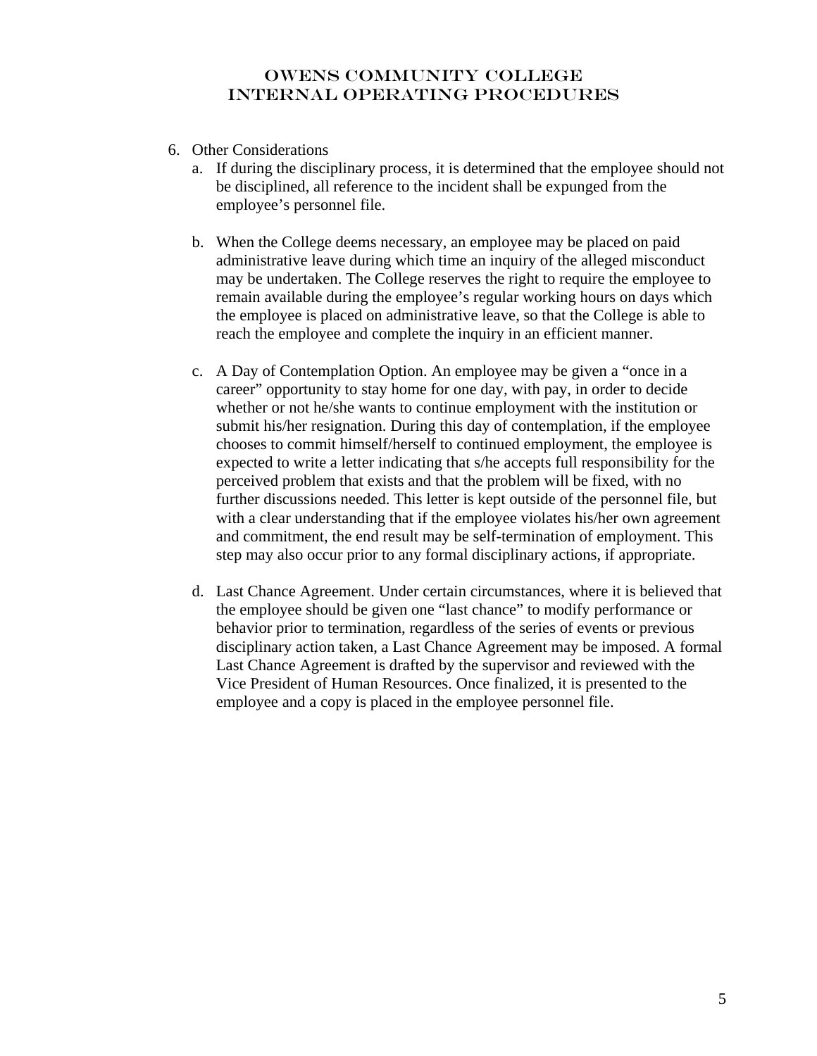6. Other Considerations
   a. If during the disciplinary process, it is determined that the employee should not be disciplined, all reference to the incident shall be expunged from the employee's personnel file.

   b. When the College deems necessary, an employee may be placed on paid administrative leave during which time an inquiry of the alleged misconduct may be undertaken. The College reserves the right to require the employee to remain available during the employee's regular working hours on days which the employee is placed on administrative leave, so that the College is able to reach the employee and complete the inquiry in an efficient manner.

   c. A Day of Contemplation Option. An employee may be given a "once in a career" opportunity to stay home for one day, with pay, in order to decide whether or not he/she wants to continue employment with the institution or submit his/her resignation. During this day of contemplation, if the employee chooses to commit himself/herself to continued employment, the employee is expected to write a letter indicating that s/he accepts full responsibility for the perceived problem that exists and that the problem will be fixed, with no further discussions needed. This letter is kept outside of the personnel file, but with a clear understanding that if the employee violates his/her own agreement and commitment, the end result may be self-termination of employment. This step may also occur prior to any formal disciplinary actions, if appropriate.

   d. Last Chance Agreement. Under certain circumstances, where it is believed that the employee should be given one "last chance" to modify performance or behavior prior to termination, regardless of the series of events or previous disciplinary action taken, a Last Chance Agreement may be imposed. A formal Last Chance Agreement is drafted by the supervisor and reviewed with the Vice President of Human Resources. Once finalized, it is presented to the employee and a copy is placed in the employee personnel file.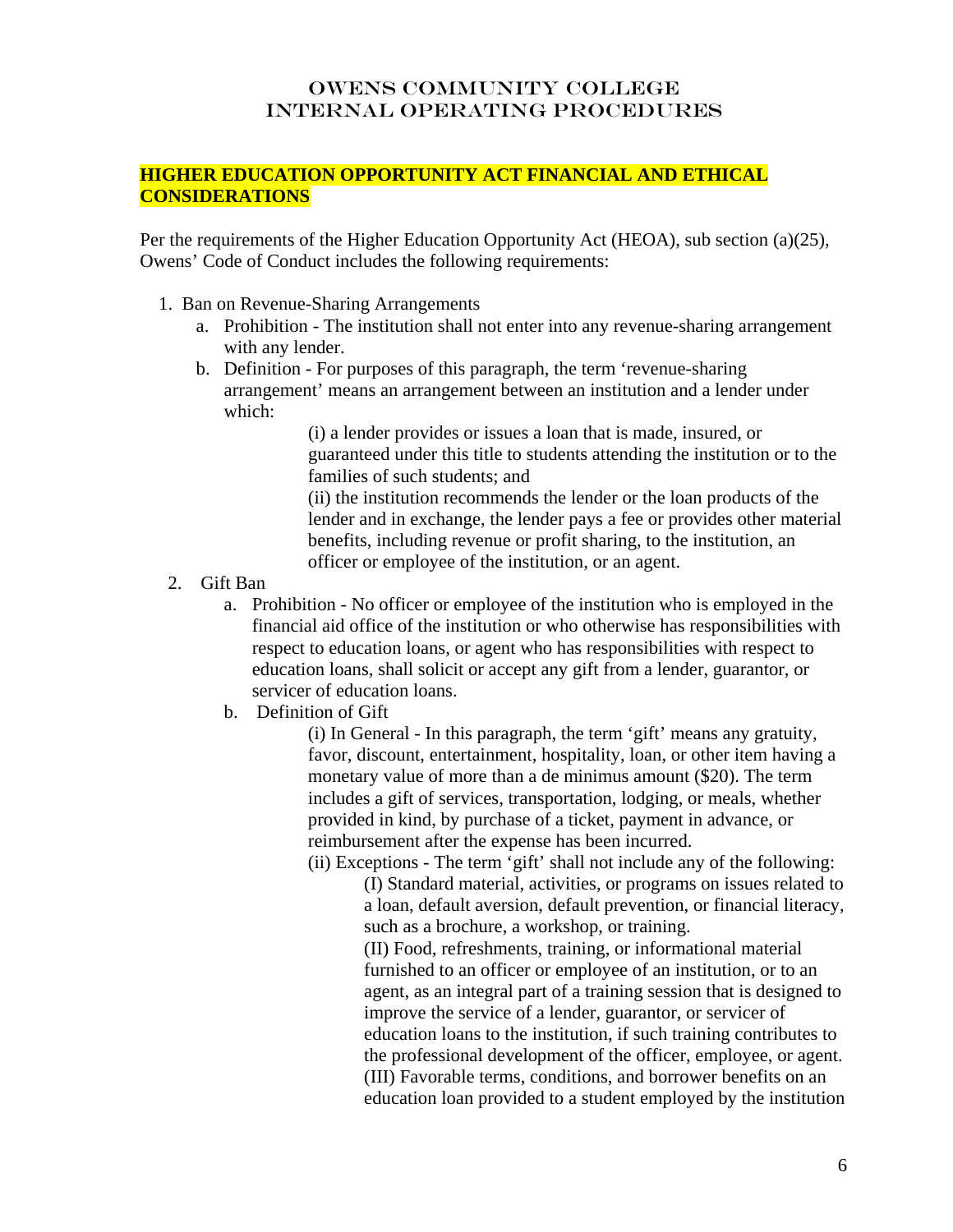# OWENS COMMUNITY COLLEGE
# INTERNAL OPERATING PROCEDURES

**HIGHER EDUCATION OPPORTUNITY ACT FINANCIAL AND ETHICAL CONSIDERATIONS**

Per the requirements of the Higher Education Opportunity Act (HEOA), sub section (a)(25), Owens' Code of Conduct includes the following requirements:

1. Ban on Revenue-Sharing Arrangements
   a. Prohibition - The institution shall not enter into any revenue-sharing arrangement with any lender.
   b. Definition - For purposes of this paragraph, the term 'revenue-sharing arrangement' means an arrangement between an institution and a lender under which:

      (i) a lender provides or issues a loan that is made, insured, or guaranteed under this title to students attending the institution or to the families of such students; and

      (ii) the institution recommends the lender or the loan products of the lender and in exchange, the lender pays a fee or provides other material benefits, including revenue or profit sharing, to the institution, an officer or employee of the institution, or an agent.

2. Gift Ban
   a. Prohibition - No officer or employee of the institution who is employed in the financial aid office of the institution or who otherwise has responsibilities with respect to education loans, or agent who has responsibilities with respect to education loans, shall solicit or accept any gift from a lender, guarantor, or servicer of education loans.
   b. Definition of Gift

      (i) In General - In this paragraph, the term 'gift' means any gratuity, favor, discount, entertainment, hospitality, loan, or other item having a monetary value of more than a de minimus amount ($20). The term includes a gift of services, transportation, lodging, or meals, whether provided in kind, by purchase of a ticket, payment in advance, or reimbursement after the expense has been incurred.

      (ii) Exceptions - The term 'gift' shall not include any of the following:

         (I) Standard material, activities, or programs on issues related to a loan, default aversion, default prevention, or financial literacy, such as a brochure, a workshop, or training.

         (II) Food, refreshments, training, or informational material furnished to an officer or employee of an institution, or to an agent, as an integral part of a training session that is designed to improve the service of a lender, guarantor, or servicer of education loans to the institution, if such training contributes to the professional development of the officer, employee, or agent.

         (III) Favorable terms, conditions, and borrower benefits on an education loan provided to a student employed by the institution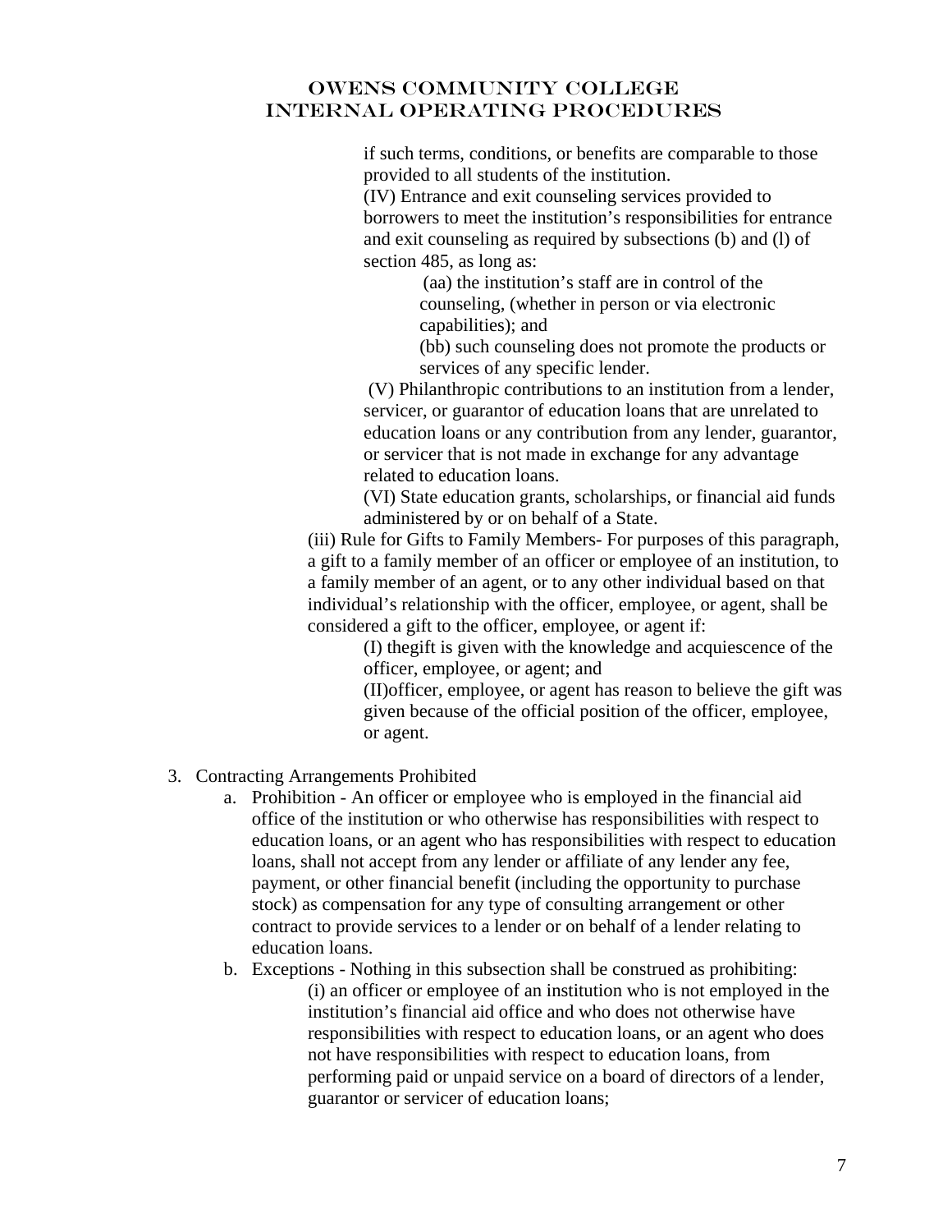if such terms, conditions, or benefits are comparable to those provided to all students of the institution.

(IV) Entrance and exit counseling services provided to borrowers to meet the institution's responsibilities for entrance and exit counseling as required by subsections (b) and (l) of section 485, as long as:

(aa) the institution's staff are in control of the counseling, (whether in person or via electronic capabilities); and

(bb) such counseling does not promote the products or services of any specific lender.

(V) Philanthropic contributions to an institution from a lender, servicer, or guarantor of education loans that are unrelated to education loans or any contribution from any lender, guarantor, or servicer that is not made in exchange for any advantage related to education loans.

(VI) State education grants, scholarships, or financial aid funds administered by or on behalf of a State.

(iii) Rule for Gifts to Family Members- For purposes of this paragraph, a gift to a family member of an officer or employee of an institution, to a family member of an agent, or to any other individual based on that individual's relationship with the officer, employee, or agent, shall be considered a gift to the officer, employee, or agent if:

(I) thegift is given with the knowledge and acquiescence of the officer, employee, or agent; and

(II)officer, employee, or agent has reason to believe the gift was given because of the official position of the officer, employee, or agent.

3. Contracting Arrangements Prohibited
   a. Prohibition - An officer or employee who is employed in the financial aid office of the institution or who otherwise has responsibilities with respect to education loans, or an agent who has responsibilities with respect to education loans, shall not accept from any lender or affiliate of any lender any fee, payment, or other financial benefit (including the opportunity to purchase stock) as compensation for any type of consulting arrangement or other contract to provide services to a lender or on behalf of a lender relating to education loans.
   b. Exceptions - Nothing in this subsection shall be construed as prohibiting:

      (i) an officer or employee of an institution who is not employed in the institution's financial aid office and who does not otherwise have responsibilities with respect to education loans, or an agent who does not have responsibilities with respect to education loans, from performing paid or unpaid service on a board of directors of a lender, guarantor or servicer of education loans;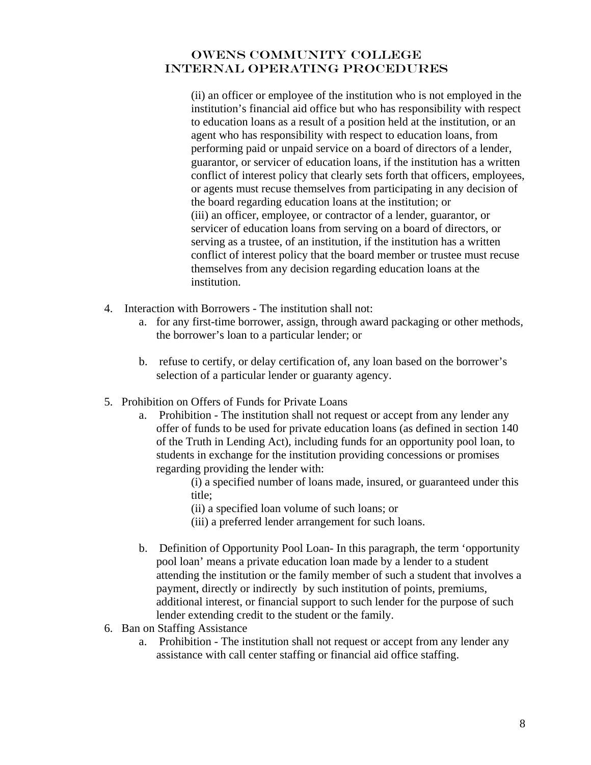(ii) an officer or employee of the institution who is not employed in the institution's financial aid office but who has responsibility with respect to education loans as a result of a position held at the institution, or an agent who has responsibility with respect to education loans, from performing paid or unpaid service on a board of directors of a lender, guarantor, or servicer of education loans, if the institution has a written conflict of interest policy that clearly sets forth that officers, employees, or agents must recuse themselves from participating in any decision of the board regarding education loans at the institution; or

(iii) an officer, employee, or contractor of a lender, guarantor, or servicer of education loans from serving on a board of directors, or serving as a trustee, of an institution, if the institution has a written conflict of interest policy that the board member or trustee must recuse themselves from any decision regarding education loans at the institution.

4. Interaction with Borrowers - The institution shall not:
   a. for any first-time borrower, assign, through award packaging or other methods, the borrower's loan to a particular lender; or

   b. refuse to certify, or delay certification of, any loan based on the borrower's selection of a particular lender or guaranty agency.

5. Prohibition on Offers of Funds for Private Loans
   a. Prohibition - The institution shall not request or accept from any lender any offer of funds to be used for private education loans (as defined in section 140 of the Truth in Lending Act), including funds for an opportunity pool loan, to students in exchange for the institution providing concessions or promises regarding providing the lender with:

      (i) a specified number of loans made, insured, or guaranteed under this title;
      (ii) a specified loan volume of such loans; or
      (iii) a preferred lender arrangement for such loans.

   b. Definition of Opportunity Pool Loan- In this paragraph, the term 'opportunity pool loan' means a private education loan made by a lender to a student attending the institution or the family member of such a student that involves a payment, directly or indirectly by such institution of points, premiums, additional interest, or financial support to such lender for the purpose of such lender extending credit to the student or the family.
6. Ban on Staffing Assistance
   a. Prohibition - The institution shall not request or accept from any lender any assistance with call center staffing or financial aid office staffing.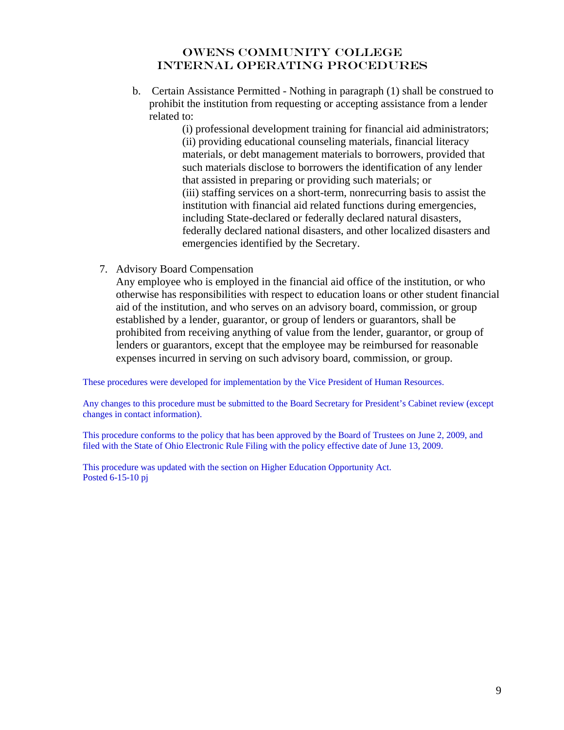b. Certain Assistance Permitted - Nothing in paragraph (1) shall be construed to prohibit the institution from requesting or accepting assistance from a lender related to:

(i) professional development training for financial aid administrators;
(ii) providing educational counseling materials, financial literacy materials, or debt management materials to borrowers, provided that such materials disclose to borrowers the identification of any lender that assisted in preparing or providing such materials; or
(iii) staffing services on a short-term, nonrecurring basis to assist the institution with financial aid related functions during emergencies, including State-declared or federally declared natural disasters, federally declared national disasters, and other localized disasters and emergencies identified by the Secretary.

7. Advisory Board Compensation
Any employee who is employed in the financial aid office of the institution, or who otherwise has responsibilities with respect to education loans or other student financial aid of the institution, and who serves on an advisory board, commission, or group established by a lender, guarantor, or group of lenders or guarantors, shall be prohibited from receiving anything of value from the lender, guarantor, or group of lenders or guarantors, except that the employee may be reimbursed for reasonable expenses incurred in serving on such advisory board, commission, or group.

These procedures were developed for implementation by the Vice President of Human Resources.

Any changes to this procedure must be submitted to the Board Secretary for President's Cabinet review (except changes in contact information).

This procedure conforms to the policy that has been approved by the Board of Trustees on June 2, 2009, and filed with the State of Ohio Electronic Rule Filing with the policy effective date of June 13, 2009.

This procedure was updated with the section on Higher Education Opportunity Act.
Posted 6-15-10 pj